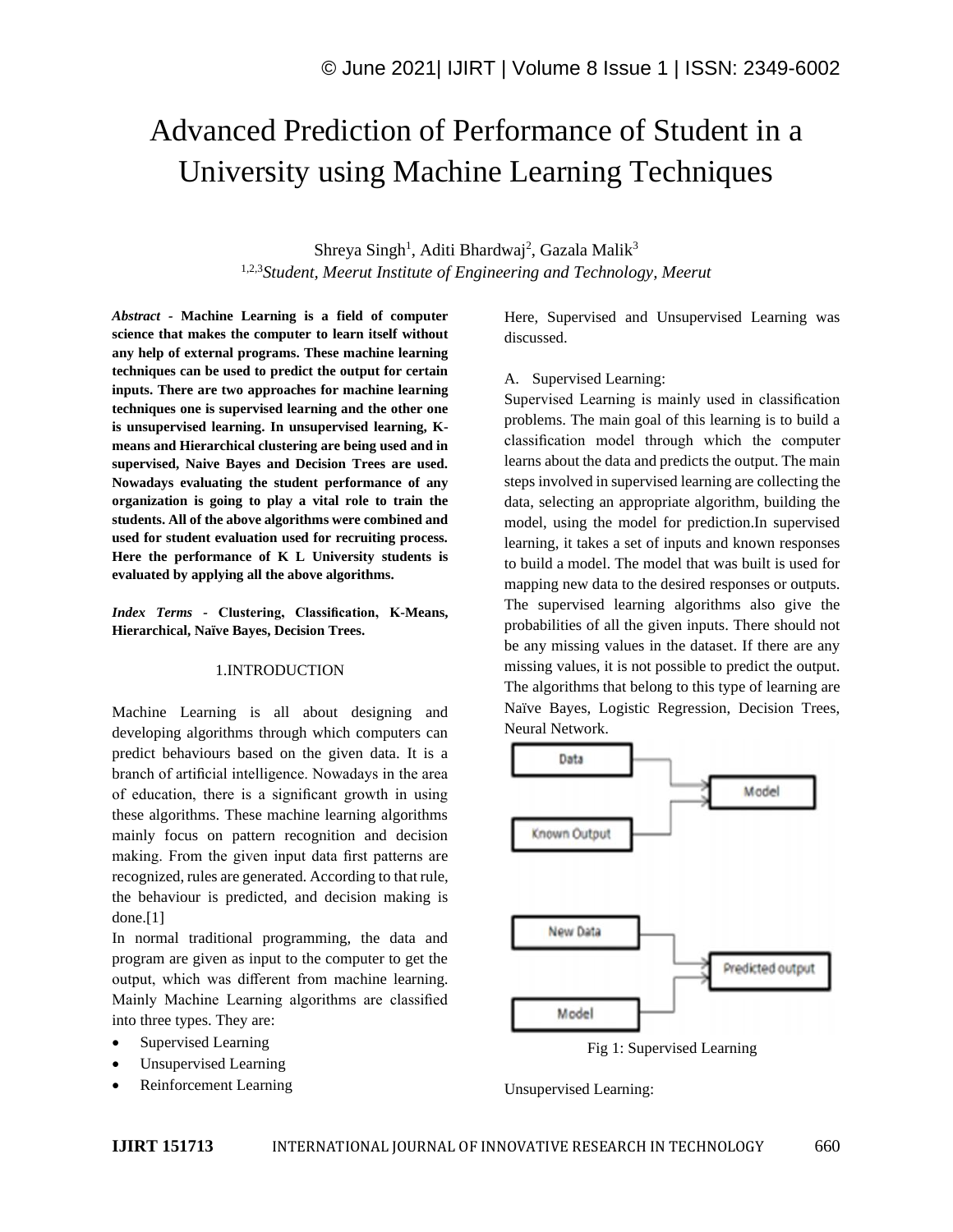# Advanced Prediction of Performance of Student in a University using Machine Learning Techniques

Shreya Singh[1], Aditi Bhardwaj[2], Gazala Malik[3]

[1,2,3]*Student, Meerut Institute of Engineering and Technology, Meerut*

***Abstract* - Machine Learning is a field of computer science that makes the computer to learn itself without any help of external programs. These machine learning techniques can be used to predict the output for certain inputs. There are two approaches for machine learning techniques one is supervised learning and the other one is unsupervised learning. In unsupervised learning, K-means and Hierarchical clustering are being used and in supervised, Naive Bayes and Decision Trees are used. Nowadays evaluating the student performance of any organization is going to play a vital role to train the students. All of the above algorithms were combined and used for student evaluation used for recruiting process. Here the performance of K L University students is evaluated by applying all the above algorithms.**

***Index Terms* - Clustering, Classification, K-Means, Hierarchical, Naïve Bayes, Decision Trees.**

## 1.INTRODUCTION

Machine Learning is all about designing and developing algorithms through which computers can predict behaviours based on the given data. It is a branch of artificial intelligence. Nowadays in the area of education, there is a significant growth in using these algorithms. These machine learning algorithms mainly focus on pattern recognition and decision making. From the given input data first patterns are recognized, rules are generated. According to that rule, the behaviour is predicted, and decision making is done.[1]

In normal traditional programming, the data and program are given as input to the computer to get the output, which was different from machine learning. Mainly Machine Learning algorithms are classified into three types. They are:

- Supervised Learning
- Unsupervised Learning
- Reinforcement Learning

Here, Supervised and Unsupervised Learning was discussed.

A. Supervised Learning:

Supervised Learning is mainly used in classification problems. The main goal of this learning is to build a classification model through which the computer learns about the data and predicts the output. The main steps involved in supervised learning are collecting the data, selecting an appropriate algorithm, building the model, using the model for prediction.In supervised learning, it takes a set of inputs and known responses to build a model. The model that was built is used for mapping new data to the desired responses or outputs. The supervised learning algorithms also give the probabilities of all the given inputs. There should not be any missing values in the dataset. If there are any missing values, it is not possible to predict the output. The algorithms that belong to this type of learning are Naïve Bayes, Logistic Regression, Decision Trees, Neural Network.

Fig 1: Supervised Learning

Unsupervised Learning: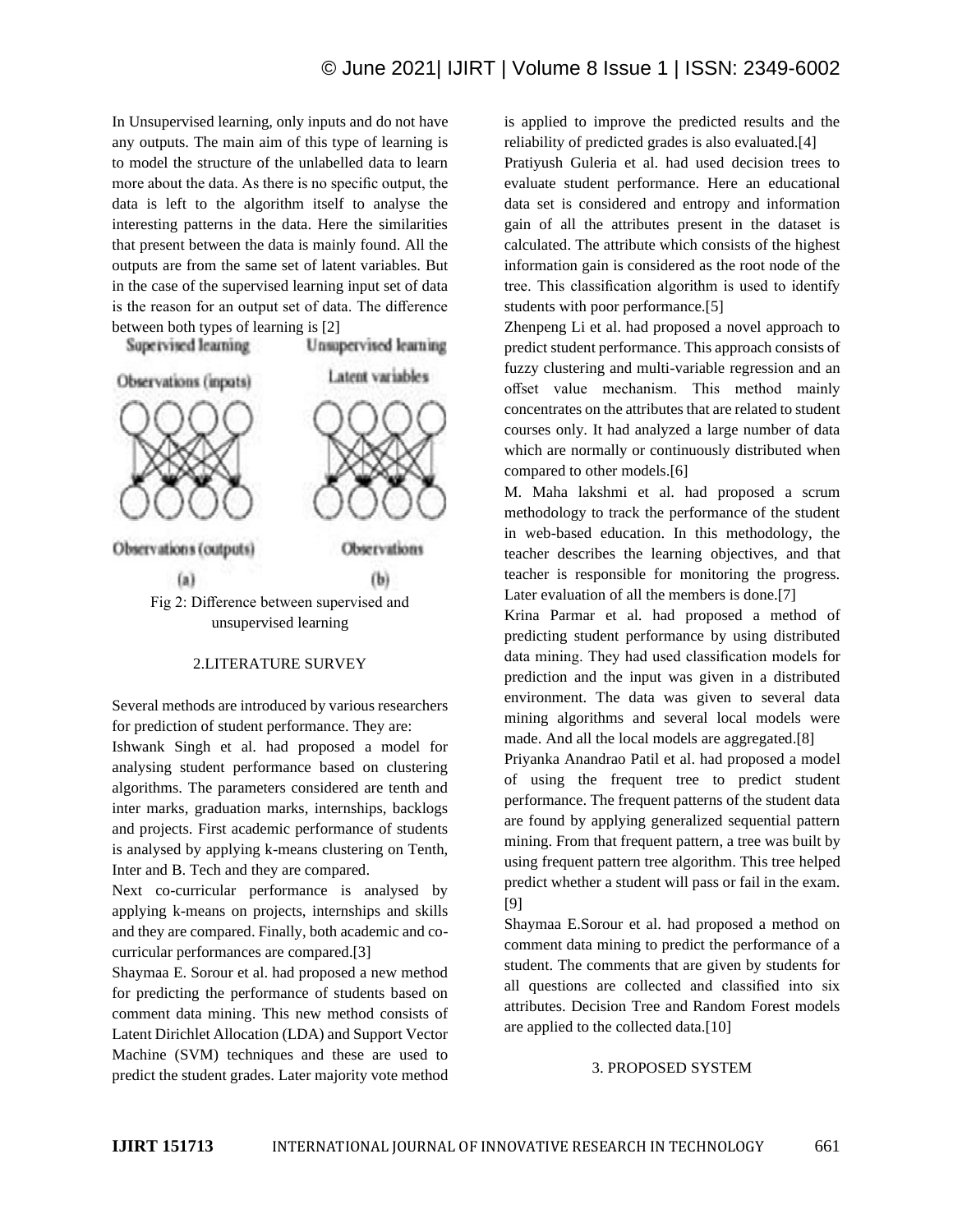In Unsupervised learning, only inputs and do not have any outputs. The main aim of this type of learning is to model the structure of the unlabelled data to learn more about the data. As there is no specific output, the data is left to the algorithm itself to analyse the interesting patterns in the data. Here the similarities that present between the data is mainly found. All the outputs are from the same set of latent variables. But in the case of the supervised learning input set of data is the reason for an output set of data. The difference between both types of learning is [2]

Fig 2: Difference between supervised and unsupervised learning

## 2.LITERATURE SURVEY

Several methods are introduced by various researchers for prediction of student performance. They are:

Ishwank Singh et al. had proposed a model for analysing student performance based on clustering algorithms. The parameters considered are tenth and inter marks, graduation marks, internships, backlogs and projects. First academic performance of students is analysed by applying k-means clustering on Tenth, Inter and B. Tech and they are compared.

Next co-curricular performance is analysed by applying k-means on projects, internships and skills and they are compared. Finally, both academic and co-curricular performances are compared.[3]

Shaymaa E. Sorour et al. had proposed a new method for predicting the performance of students based on comment data mining. This new method consists of Latent Dirichlet Allocation (LDA) and Support Vector Machine (SVM) techniques and these are used to predict the student grades. Later majority vote method is applied to improve the predicted results and the reliability of predicted grades is also evaluated.[4]

Pratiyush Guleria et al. had used decision trees to evaluate student performance. Here an educational data set is considered and entropy and information gain of all the attributes present in the dataset is calculated. The attribute which consists of the highest information gain is considered as the root node of the tree. This classification algorithm is used to identify students with poor performance.[5]

Zhenpeng Li et al. had proposed a novel approach to predict student performance. This approach consists of fuzzy clustering and multi-variable regression and an offset value mechanism. This method mainly concentrates on the attributes that are related to student courses only. It had analyzed a large number of data which are normally or continuously distributed when compared to other models.[6]

M. Maha lakshmi et al. had proposed a scrum methodology to track the performance of the student in web-based education. In this methodology, the teacher describes the learning objectives, and that teacher is responsible for monitoring the progress. Later evaluation of all the members is done.[7]

Krina Parmar et al. had proposed a method of predicting student performance by using distributed data mining. They had used classification models for prediction and the input was given in a distributed environment. The data was given to several data mining algorithms and several local models were made. And all the local models are aggregated.[8]

Priyanka Anandrao Patil et al. had proposed a model of using the frequent tree to predict student performance. The frequent patterns of the student data are found by applying generalized sequential pattern mining. From that frequent pattern, a tree was built by using frequent pattern tree algorithm. This tree helped predict whether a student will pass or fail in the exam.[9]

Shaymaa E.Sorour et al. had proposed a method on comment data mining to predict the performance of a student. The comments that are given by students for all questions are collected and classified into six attributes. Decision Tree and Random Forest models are applied to the collected data.[10]

## 3. PROPOSED SYSTEM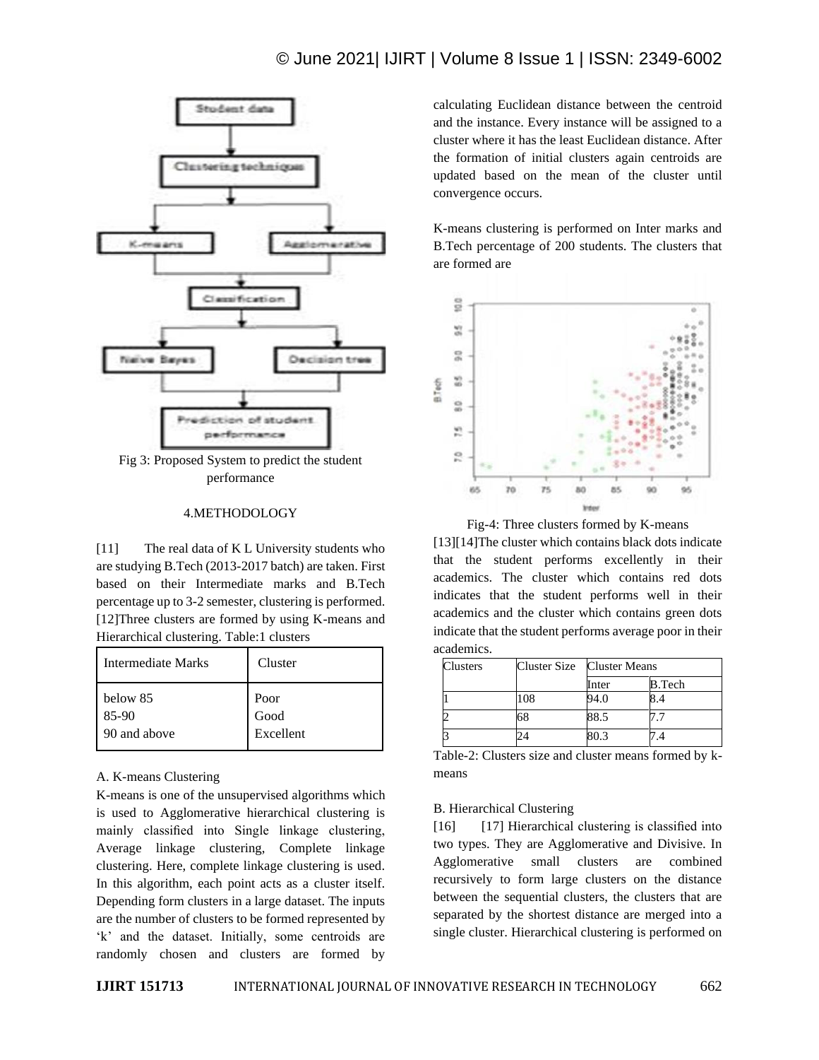Fig 3: Proposed System to predict the student performance

## 4.METHODOLOGY

[11] The real data of K L University students who are studying B.Tech (2013-2017 batch) are taken. First based on their Intermediate marks and B.Tech percentage up to 3-2 semester, clustering is performed. [12]Three clusters are formed by using K-means and Hierarchical clustering. Table:1 clusters

| Intermediate Marks | Cluster |
|---|---|
| below 85<br>85-90<br>90 and above | Poor<br>Good<br>Excellent |

### A. K-means Clustering

K-means is one of the unsupervised algorithms which is used to Agglomerative hierarchical clustering is mainly classified into Single linkage clustering, Average linkage clustering, Complete linkage clustering. Here, complete linkage clustering is used. In this algorithm, each point acts as a cluster itself. Depending form clusters in a large dataset. The inputs are the number of clusters to be formed represented by 'k' and the dataset. Initially, some centroids are randomly chosen and clusters are formed by calculating Euclidean distance between the centroid and the instance. Every instance will be assigned to a cluster where it has the least Euclidean distance. After the formation of initial clusters again centroids are updated based on the mean of the cluster until convergence occurs.

K-means clustering is performed on Inter marks and B.Tech percentage of 200 students. The clusters that are formed are

Fig-4: Three clusters formed by K-means

[13][14]The cluster which contains black dots indicate that the student performs excellently in their academics. The cluster which contains red dots indicates that the student performs well in their academics and the cluster which contains green dots indicate that the student performs average poor in their academics.

| Clusters | Cluster Size | Cluster Means | |
|---|---|---|---|
| | | Inter | B.Tech |
| 1 | 108 | 94.0 | 8.4 |
| 2 | 68 | 88.5 | 7.7 |
| 3 | 24 | 80.3 | 7.4 |

Table-2: Clusters size and cluster means formed by k-means

### B. Hierarchical Clustering

[16] [17] Hierarchical clustering is classified into two types. They are Agglomerative and Divisive. In Agglomerative small clusters are combined recursively to form large clusters on the distance between the sequential clusters, the clusters that are separated by the shortest distance are merged into a single cluster. Hierarchical clustering is performed on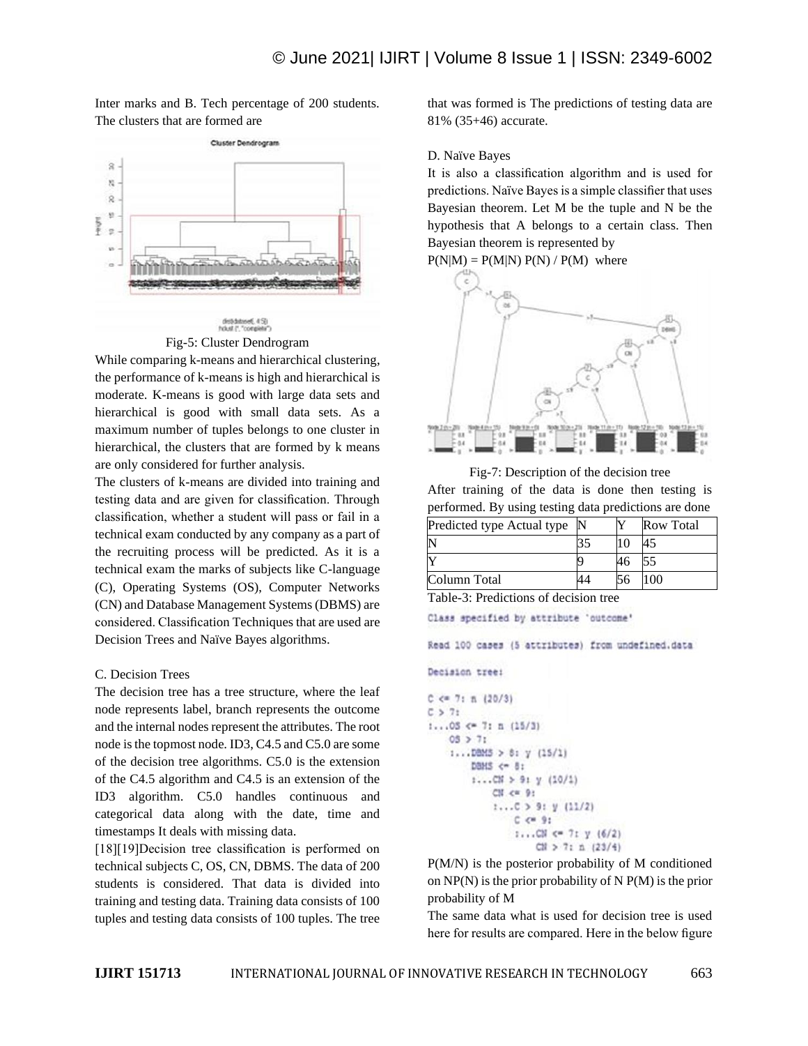Inter marks and B. Tech percentage of 200 students. The clusters that are formed are

Fig-5: Cluster Dendrogram

While comparing k-means and hierarchical clustering, the performance of k-means is high and hierarchical is moderate. K-means is good with large data sets and hierarchical is good with small data sets. As a maximum number of tuples belongs to one cluster in hierarchical, the clusters that are formed by k means are only considered for further analysis.

The clusters of k-means are divided into training and testing data and are given for classification. Through classification, whether a student will pass or fail in a technical exam conducted by any company as a part of the recruiting process will be predicted. As it is a technical exam the marks of subjects like C-language (C), Operating Systems (OS), Computer Networks (CN) and Database Management Systems (DBMS) are considered. Classification Techniques that are used are Decision Trees and Naïve Bayes algorithms.

C. Decision Trees

The decision tree has a tree structure, where the leaf node represents label, branch represents the outcome and the internal nodes represent the attributes. The root node is the topmost node. ID3, C4.5 and C5.0 are some of the decision tree algorithms. C5.0 is the extension of the C4.5 algorithm and C4.5 is an extension of the ID3 algorithm. C5.0 handles continuous and categorical data along with the date, time and timestamps It deals with missing data.

[18][19]Decision tree classification is performed on technical subjects C, OS, CN, DBMS. The data of 200 students is considered. That data is divided into training and testing data. Training data consists of 100 tuples and testing data consists of 100 tuples. The tree that was formed is The predictions of testing data are 81% (35+46) accurate.

D. Naïve Bayes

It is also a classification algorithm and is used for predictions. Naïve Bayes is a simple classifier that uses Bayesian theorem. Let M be the tuple and N be the hypothesis that A belongs to a certain class. Then Bayesian theorem is represented by

$P(N|M) = P(M|N) P(N) / P(M)$ where

Fig-7: Description of the decision tree

After training of the data is done then testing is performed. By using testing data predictions are done

| Predicted type Actual type | N | Y | Row Total |
|---|---|---|---|
| N | 35 | 10 | 45 |
| Y | 9 | 46 | 55 |
| Column Total | 44 | 56 | 100 |

Table-3: Predictions of decision tree

```
Class specified by attribute 'outcome'

Read 100 cases (5 attributes) from undefined.data

Decision tree:

C <= 7: n (20/3)
C > 7:
:...OS <= 7: n (15/3)
    OS > 7:
    :...DBMS > 8: y (15/1)
        DBMS <= 8:
        :...CN > 9: y (10/1)
            CN <= 9:
            :...C > 9: y (11/2)
                C <= 9:
                :...CN <= 7: y (6/2)
                    CN > 7: n (23/4)
```

P(M/N) is the posterior probability of M conditioned on NP(N) is the prior probability of N P(M) is the prior probability of M

The same data what is used for decision tree is used here for results are compared. Here in the below figure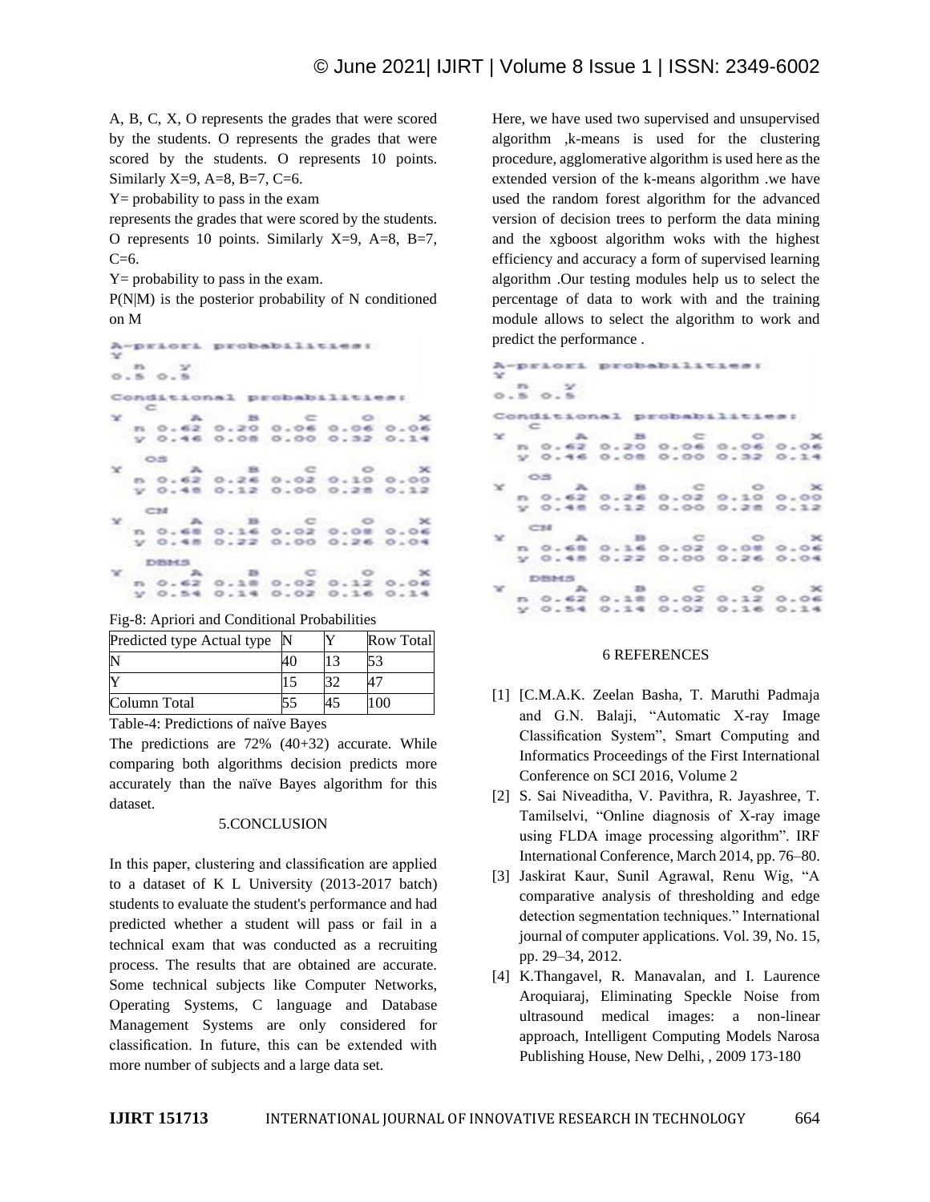A, B, C, X, O represents the grades that were scored by the students. O represents the grades that were scored by the students. O represents 10 points. Similarly X=9, A=8, B=7, C=6.

Y= probability to pass in the exam

represents the grades that were scored by the students. O represents 10 points. Similarly X=9, A=8, B=7, C=6.

Y= probability to pass in the exam.

P(N|M) is the posterior probability of N conditioned on M

```
A-priori probabilities:
Y
  n   y
0.5 0.5

Conditional probabilities:
   C
Y      A    B    C    O    X
  n 0.62 0.20 0.06 0.06 0.06
  y 0.46 0.08 0.00 0.32 0.14

   OS
Y      A    B    C    O    X
  n 0.62 0.26 0.02 0.10 0.00
  y 0.48 0.12 0.00 0.28 0.12

   CN
Y      A    B    C    O    X
  n 0.68 0.16 0.02 0.08 0.06
  y 0.48 0.22 0.00 0.26 0.04

   DBMS
Y      A    B    C    O    X
  n 0.62 0.18 0.02 0.12 0.06
  y 0.54 0.14 0.02 0.16 0.14
```

Fig-8: Apriori and Conditional Probabilities

| Predicted type Actual type | N | Y | Row Total |
|---|---|---|---|
| N | 40 | 13 | 53 |
| Y | 15 | 32 | 47 |
| Column Total | 55 | 45 | 100 |

Table-4: Predictions of naïve Bayes

The predictions are 72% (40+32) accurate. While comparing both algorithms decision predicts more accurately than the naïve Bayes algorithm for this dataset.

## 5.CONCLUSION

In this paper, clustering and classification are applied to a dataset of K L University (2013-2017 batch) students to evaluate the student's performance and had predicted whether a student will pass or fail in a technical exam that was conducted as a recruiting process. The results that are obtained are accurate. Some technical subjects like Computer Networks, Operating Systems, C language and Database Management Systems are only considered for classification. In future, this can be extended with more number of subjects and a large data set.

Here, we have used two supervised and unsupervised algorithm ,k-means is used for the clustering procedure, agglomerative algorithm is used here as the extended version of the k-means algorithm .we have used the random forest algorithm for the advanced version of decision trees to perform the data mining and the xgboost algorithm woks with the highest efficiency and accuracy a form of supervised learning algorithm .Our testing modules help us to select the percentage of data to work with and the training module allows to select the algorithm to work and predict the performance .

```
A-priori probabilities:
Y
  n   y
0.5 0.5

Conditional probabilities:
   C
Y      A    B    C    O    X
  n 0.62 0.20 0.06 0.06 0.06
  y 0.46 0.08 0.00 0.32 0.14

   OS
Y      A    B    C    O    X
  n 0.62 0.26 0.02 0.10 0.00
  y 0.48 0.12 0.00 0.28 0.12

   CN
Y      A    B    C    O    X
  n 0.68 0.16 0.02 0.08 0.06
  y 0.48 0.22 0.00 0.26 0.04

   DBMS
Y      A    B    C    O    X
  n 0.62 0.18 0.02 0.12 0.06
  y 0.54 0.14 0.02 0.16 0.14
```

## 6 REFERENCES

[1] [C.M.A.K. Zeelan Basha, T. Maruthi Padmaja and G.N. Balaji, "Automatic X-ray Image Classification System", Smart Computing and Informatics Proceedings of the First International Conference on SCI 2016, Volume 2

[2] S. Sai Niveaditha, V. Pavithra, R. Jayashree, T. Tamilselvi, "Online diagnosis of X-ray image using FLDA image processing algorithm". IRF International Conference, March 2014, pp. 76–80.

[3] Jaskirat Kaur, Sunil Agrawal, Renu Wig, "A comparative analysis of thresholding and edge detection segmentation techniques." International journal of computer applications. Vol. 39, No. 15, pp. 29–34, 2012.

[4] K.Thangavel, R. Manavalan, and I. Laurence Aroquiaraj, Eliminating Speckle Noise from ultrasound medical images: a non-linear approach, Intelligent Computing Models Narosa Publishing House, New Delhi, , 2009 173-180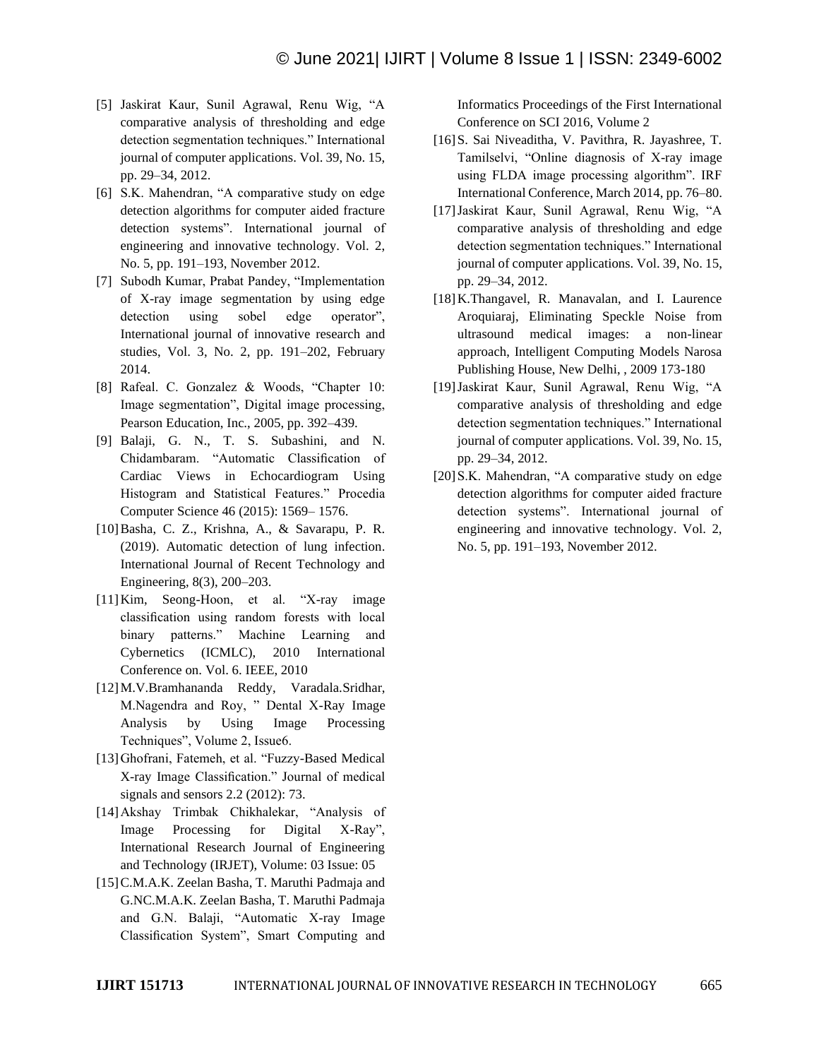[5] Jaskirat Kaur, Sunil Agrawal, Renu Wig, "A comparative analysis of thresholding and edge detection segmentation techniques." International journal of computer applications. Vol. 39, No. 15, pp. 29–34, 2012.

[6] S.K. Mahendran, "A comparative study on edge detection algorithms for computer aided fracture detection systems". International journal of engineering and innovative technology. Vol. 2, No. 5, pp. 191–193, November 2012.

[7] Subodh Kumar, Prabat Pandey, "Implementation of X-ray image segmentation by using edge detection using sobel edge operator", International journal of innovative research and studies, Vol. 3, No. 2, pp. 191–202, February 2014.

[8] Rafeal. C. Gonzalez & Woods, "Chapter 10: Image segmentation", Digital image processing, Pearson Education, Inc., 2005, pp. 392–439.

[9] Balaji, G. N., T. S. Subashini, and N. Chidambaram. "Automatic Classification of Cardiac Views in Echocardiogram Using Histogram and Statistical Features." Procedia Computer Science 46 (2015): 1569– 1576.

[10] Basha, C. Z., Krishna, A., & Savarapu, P. R. (2019). Automatic detection of lung infection. International Journal of Recent Technology and Engineering, 8(3), 200–203.

[11] Kim, Seong-Hoon, et al. "X-ray image classification using random forests with local binary patterns." Machine Learning and Cybernetics (ICMLC), 2010 International Conference on. Vol. 6. IEEE, 2010

[12] M.V.Bramhananda Reddy, Varadala.Sridhar, M.Nagendra and Roy, " Dental X-Ray Image Analysis by Using Image Processing Techniques", Volume 2, Issue6.

[13] Ghofrani, Fatemeh, et al. "Fuzzy-Based Medical X-ray Image Classification." Journal of medical signals and sensors 2.2 (2012): 73.

[14] Akshay Trimbak Chikhalekar, "Analysis of Image Processing for Digital X-Ray", International Research Journal of Engineering and Technology (IRJET), Volume: 03 Issue: 05

[15] C.M.A.K. Zeelan Basha, T. Maruthi Padmaja and G.NC.M.A.K. Zeelan Basha, T. Maruthi Padmaja and G.N. Balaji, "Automatic X-ray Image Classification System", Smart Computing and Informatics Proceedings of the First International Conference on SCI 2016, Volume 2

[16] S. Sai Niveaditha, V. Pavithra, R. Jayashree, T. Tamilselvi, "Online diagnosis of X-ray image using FLDA image processing algorithm". IRF International Conference, March 2014, pp. 76–80.

[17] Jaskirat Kaur, Sunil Agrawal, Renu Wig, "A comparative analysis of thresholding and edge detection segmentation techniques." International journal of computer applications. Vol. 39, No. 15, pp. 29–34, 2012.

[18] K.Thangavel, R. Manavalan, and I. Laurence Aroquiaraj, Eliminating Speckle Noise from ultrasound medical images: a non-linear approach, Intelligent Computing Models Narosa Publishing House, New Delhi, , 2009 173-180

[19] Jaskirat Kaur, Sunil Agrawal, Renu Wig, "A comparative analysis of thresholding and edge detection segmentation techniques." International journal of computer applications. Vol. 39, No. 15, pp. 29–34, 2012.

[20] S.K. Mahendran, "A comparative study on edge detection algorithms for computer aided fracture detection systems". International journal of engineering and innovative technology. Vol. 2, No. 5, pp. 191–193, November 2012.